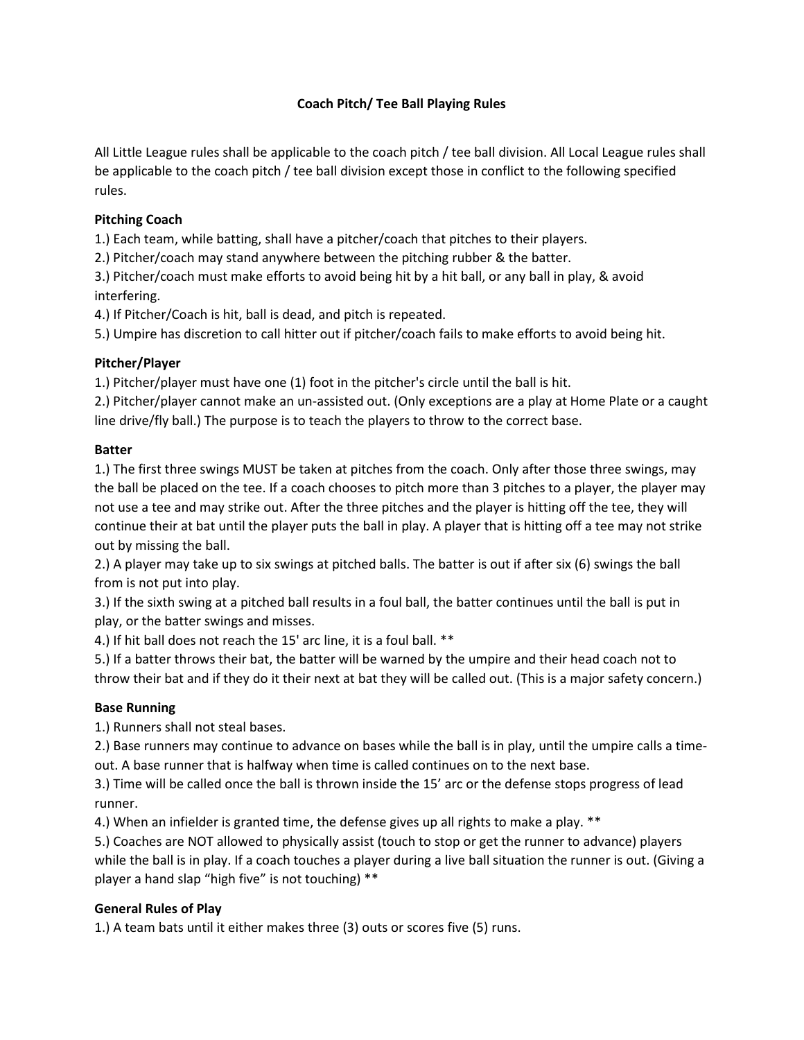# Coach Pitch/ Tee Ball Playing Rules

All Little League rules shall be applicable to the coach pitch / tee ball division. All Local League rules shall be applicable to the coach pitch / tee ball division except those in conflict to the following specified rules.

**Pitching Coach**

1.) Each team, while batting, shall have a pitcher/coach that pitches to their players.
2.) Pitcher/coach may stand anywhere between the pitching rubber & the batter.
3.) Pitcher/coach must make efforts to avoid being hit by a hit ball, or any ball in play, & avoid interfering.
4.) If Pitcher/Coach is hit, ball is dead, and pitch is repeated.
5.) Umpire has discretion to call hitter out if pitcher/coach fails to make efforts to avoid being hit.

**Pitcher/Player**

1.) Pitcher/player must have one (1) foot in the pitcher's circle until the ball is hit.
2.) Pitcher/player cannot make an un-assisted out. (Only exceptions are a play at Home Plate or a caught line drive/fly ball.) The purpose is to teach the players to throw to the correct base.

**Batter**

1.) The first three swings MUST be taken at pitches from the coach. Only after those three swings, may the ball be placed on the tee. If a coach chooses to pitch more than 3 pitches to a player, the player may not use a tee and may strike out. After the three pitches and the player is hitting off the tee, they will continue their at bat until the player puts the ball in play. A player that is hitting off a tee may not strike out by missing the ball.
2.) A player may take up to six swings at pitched balls. The batter is out if after six (6) swings the ball from is not put into play.
3.) If the sixth swing at a pitched ball results in a foul ball, the batter continues until the ball is put in play, or the batter swings and misses.
4.) If hit ball does not reach the 15' arc line, it is a foul ball. **
5.) If a batter throws their bat, the batter will be warned by the umpire and their head coach not to throw their bat and if they do it their next at bat they will be called out. (This is a major safety concern.)

**Base Running**

1.) Runners shall not steal bases.
2.) Base runners may continue to advance on bases while the ball is in play, until the umpire calls a time-out. A base runner that is halfway when time is called continues on to the next base.
3.) Time will be called once the ball is thrown inside the 15' arc or the defense stops progress of lead runner.
4.) When an infielder is granted time, the defense gives up all rights to make a play. **
5.) Coaches are NOT allowed to physically assist (touch to stop or get the runner to advance) players while the ball is in play. If a coach touches a player during a live ball situation the runner is out. (Giving a player a hand slap "high five" is not touching) **

**General Rules of Play**

1.) A team bats until it either makes three (3) outs or scores five (5) runs.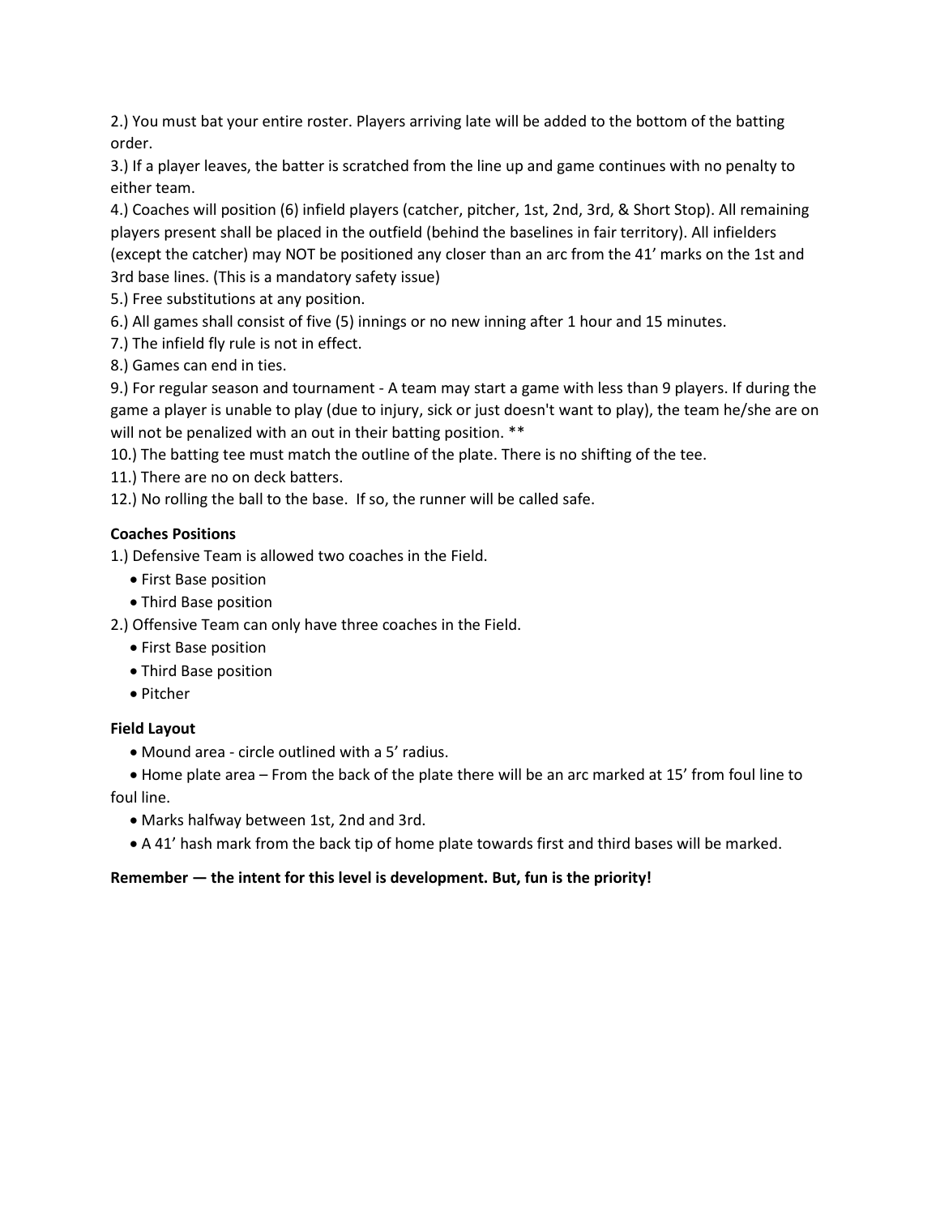2.) You must bat your entire roster. Players arriving late will be added to the bottom of the batting order.

3.) If a player leaves, the batter is scratched from the line up and game continues with no penalty to either team.

4.) Coaches will position (6) infield players (catcher, pitcher, 1st, 2nd, 3rd, & Short Stop). All remaining players present shall be placed in the outfield (behind the baselines in fair territory). All infielders (except the catcher) may NOT be positioned any closer than an arc from the 41' marks on the 1st and 3rd base lines. (This is a mandatory safety issue)

5.) Free substitutions at any position.

6.) All games shall consist of five (5) innings or no new inning after 1 hour and 15 minutes.

7.) The infield fly rule is not in effect.

8.) Games can end in ties.

9.) For regular season and tournament - A team may start a game with less than 9 players. If during the game a player is unable to play (due to injury, sick or just doesn't want to play), the team he/she are on will not be penalized with an out in their batting position. **

10.) The batting tee must match the outline of the plate. There is no shifting of the tee.

11.) There are no on deck batters.

12.) No rolling the ball to the base. If so, the runner will be called safe.

**Coaches Positions**

1.) Defensive Team is allowed two coaches in the Field.

- First Base position
- Third Base position

2.) Offensive Team can only have three coaches in the Field.

- First Base position
- Third Base position
- Pitcher

**Field Layout**

- Mound area - circle outlined with a 5' radius.
- Home plate area – From the back of the plate there will be an arc marked at 15' from foul line to foul line.
- Marks halfway between 1st, 2nd and 3rd.
- A 41' hash mark from the back tip of home plate towards first and third bases will be marked.

**Remember — the intent for this level is development. But, fun is the priority!**